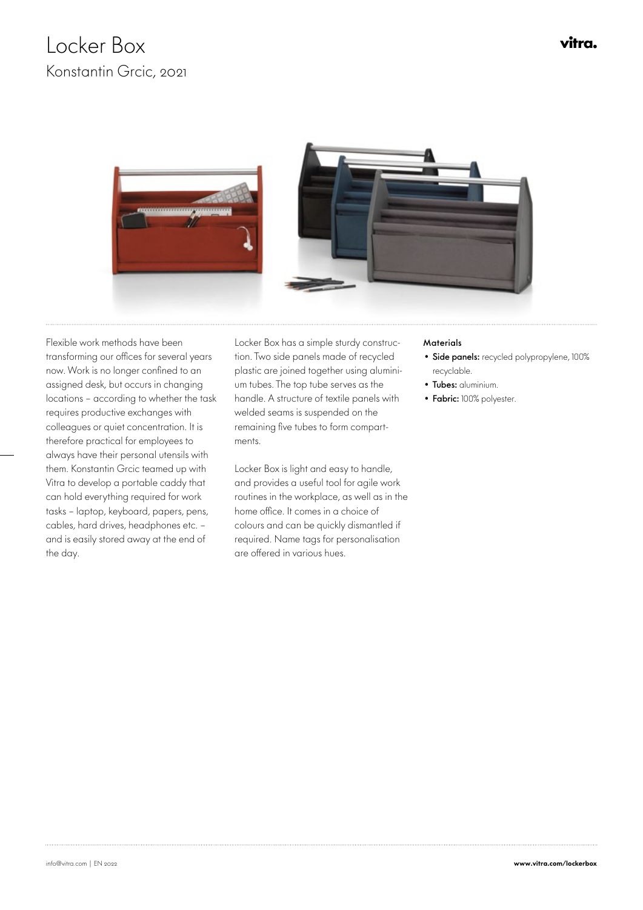# Locker Box

## Konstantin Grcic, 2021

vitra.

Flexible work methods have been transforming our offices for several years now. Work is no longer confined to an assigned desk, but occurs in changing locations – according to whether the task requires productive exchanges with colleagues or quiet concentration. It is therefore practical for employees to always have their personal utensils with them. Konstantin Grcic teamed up with Vitra to develop a portable caddy that can hold everything required for work tasks – laptop, keyboard, papers, pens, cables, hard drives, headphones etc. – and is easily stored away at the end of the day.

Locker Box has a simple sturdy construction. Two side panels made of recycled plastic are joined together using aluminium tubes. The top tube serves as the handle. A structure of textile panels with welded seams is suspended on the remaining five tubes to form compartments.

Locker Box is light and easy to handle, and provides a useful tool for agile work routines in the workplace, as well as in the home office. It comes in a choice of colours and can be quickly dismantled if required. Name tags for personalisation are offered in various hues.

**Materials**

- **Side panels:** recycled polypropylene, 100% recyclable.
- **Tubes:** aluminium.
- **Fabric:** 100% polyester.

info@vitra.com | EN 2022

**www.vitra.com/lockerbox**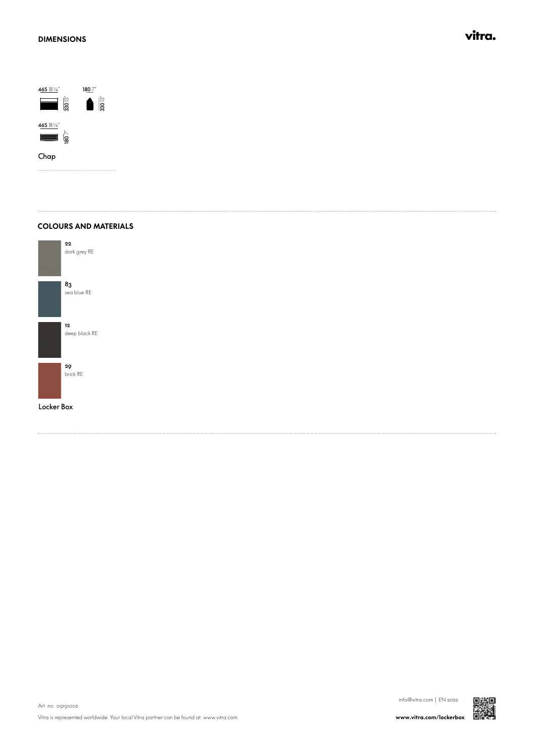## DIMENSIONS

465 18¼"

330 13"

180 7"

330 13"

465 18¼"

180 7"

Chap

## COLOURS AND MATERIALS

**22**
dark grey RE

**83**
sea blue RE

**12**
deep black RE

**29**
brick RE

Locker Box

Art. no. 09191002

Vitra is represented worldwide. Your local Vitra partner can be found at: www.vitra.com.

info@vitra.com | EN 2022

**www.vitra.com/lockerbox**